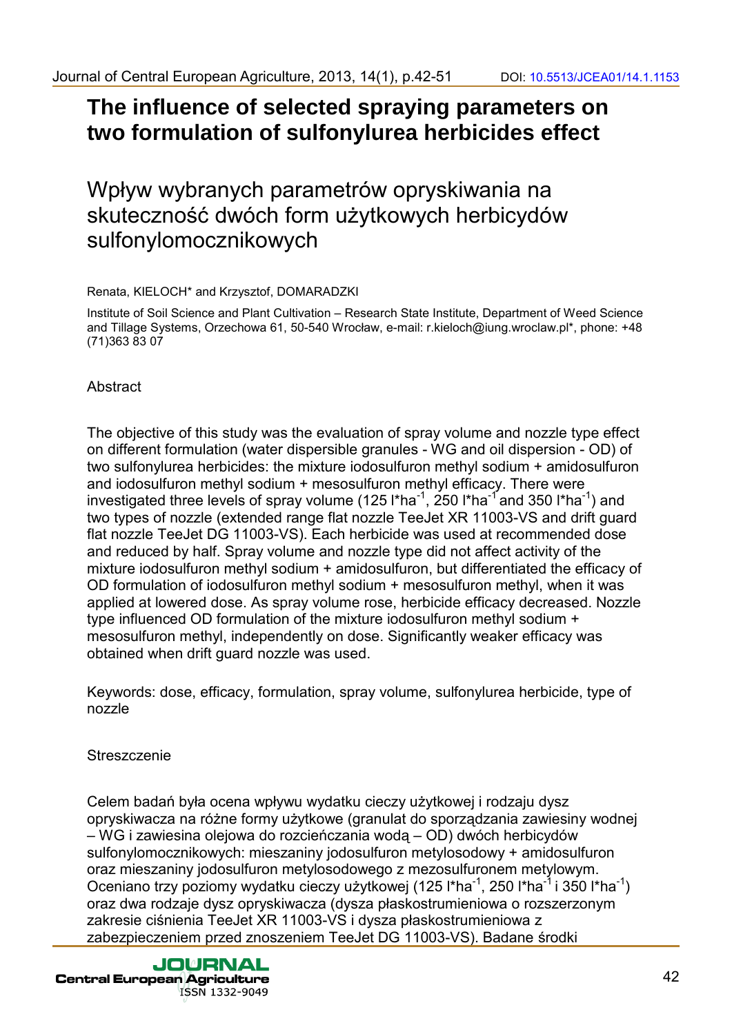# The influence of selected spraying parameters on two formulation of sulfonylurea herbicides effect

# Wpływ wybranych parametrów opryskiwania na skuteczność dwóch form użytkowych herbicydów sulfonylomocznikowych

Renata, KIELOCH* and Krzysztof, DOMARADZKI

Institute of Soil Science and Plant Cultivation – Research State Institute, Department of Weed Science and Tillage Systems, Orzechowa 61, 50-540 Wrocław, e-mail: r.kieloch@iung.wroclaw.pl*, phone: +48 (71)363 83 07

## Abstract

The objective of this study was the evaluation of spray volume and nozzle type effect on different formulation (water dispersible granules - WG and oil dispersion - OD) of two sulfonylurea herbicides: the mixture iodosulfuron methyl sodium + amidosulfuron and iodosulfuron methyl sodium + mesosulfuron methyl efficacy. There were investigated three levels of spray volume (125 l*ha$^{-1}$, 250 l*ha$^{-1}$ and 350 l*ha$^{-1}$) and two types of nozzle (extended range flat nozzle TeeJet XR 11003-VS and drift guard flat nozzle TeeJet DG 11003-VS). Each herbicide was used at recommended dose and reduced by half. Spray volume and nozzle type did not affect activity of the mixture iodosulfuron methyl sodium + amidosulfuron, but differentiated the efficacy of OD formulation of iodosulfuron methyl sodium + mesosulfuron methyl, when it was applied at lowered dose. As spray volume rose, herbicide efficacy decreased. Nozzle type influenced OD formulation of the mixture iodosulfuron methyl sodium + mesosulfuron methyl, independently on dose. Significantly weaker efficacy was obtained when drift guard nozzle was used.

Keywords: dose, efficacy, formulation, spray volume, sulfonylurea herbicide, type of nozzle

## Streszczenie

Celem badań była ocena wpływu wydatku cieczy użytkowej i rodzaju dysz opryskiwacza na różne formy użytkowe (granulat do sporządzania zawiesiny wodnej – WG i zawiesina olejowa do rozcieńczania wodą – OD) dwóch herbicydów sulfonylomocznikowych: mieszaniny jodosulfuron metylosodowy + amidosulfuron oraz mieszaniny jodosulfuron metylosodowego z mezosulfuronem metylowym. Oceniano trzy poziomy wydatku cieczy użytkowej (125 l*ha$^{-1}$, 250 l*ha$^{-1}$ i 350 l*ha$^{-1}$) oraz dwa rodzaje dysz opryskiwacza (dysza płaskostrumieniowa o rozszerzonym zakresie ciśnienia TeeJet XR 11003-VS i dysza płaskostrumieniowa z zabezpieczeniem przed znoszeniem TeeJet DG 11003-VS). Badane środki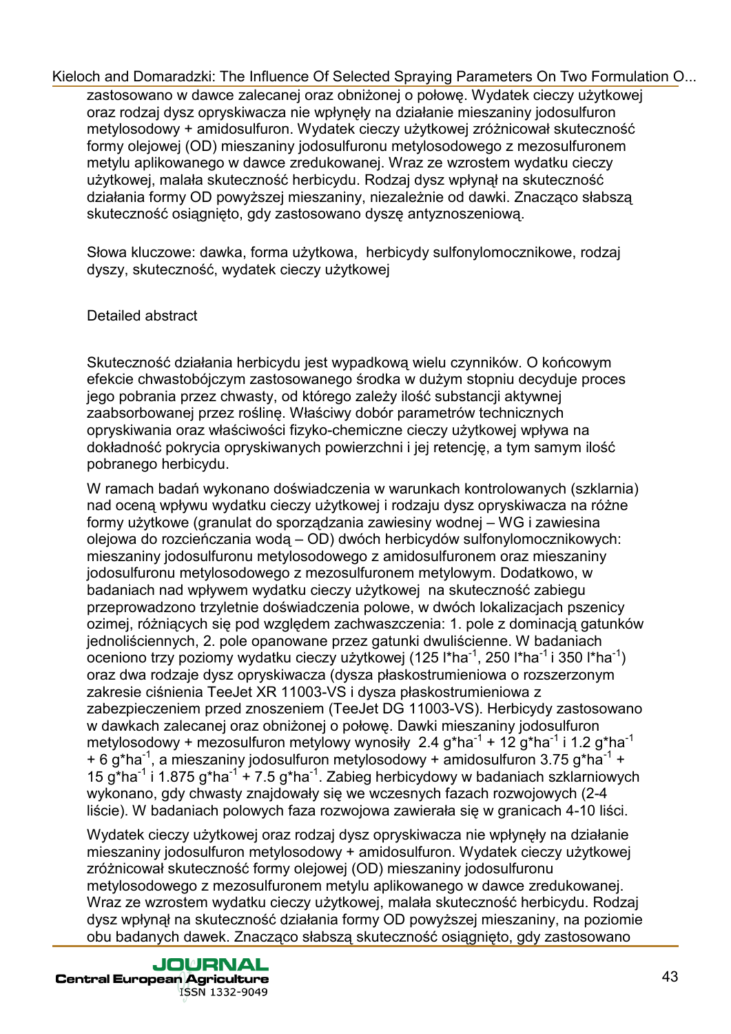zastosowano w dawce zalecanej oraz obniżonej o połowę. Wydatek cieczy użytkowej oraz rodzaj dysz opryskiwacza nie wpłynęły na działanie mieszaniny jodosulfuron metylosodowy + amidosulfuron. Wydatek cieczy użytkowej zróżnicował skuteczność formy olejowej (OD) mieszaniny jodosulfuronu metylosodowego z mezosulfuronem metylu aplikowanego w dawce zredukowanej. Wraz ze wzrostem wydatku cieczy użytkowej, malała skuteczność herbicydu. Rodzaj dysz wpłynął na skuteczność działania formy OD powyższej mieszaniny, niezależnie od dawki. Znacząco słabszą skuteczność osiągnięto, gdy zastosowano dyszę antyznoszeniową.

Słowa kluczowe: dawka, forma użytkowa, herbicydy sulfonylomocznikowe, rodzaj dyszy, skuteczność, wydatek cieczy użytkowej

Detailed abstract

Skuteczność działania herbicydu jest wypadkową wielu czynników. O końcowym efekcie chwastobójczym zastosowanego środka w dużym stopniu decyduje proces jego pobrania przez chwasty, od którego zależy ilość substancji aktywnej zaabsorbowanej przez roślinę. Właściwy dobór parametrów technicznych opryskiwania oraz właściwości fizyko-chemiczne cieczy użytkowej wpływa na dokładność pokrycia opryskiwanych powierzchni i jej retencję, a tym samym ilość pobranego herbicydu.

W ramach badań wykonano doświadczenia w warunkach kontrolowanych (szklarnia) nad oceną wpływu wydatku cieczy użytkowej i rodzaju dysz opryskiwacza na różne formy użytkowe (granulat do sporządzania zawiesiny wodnej – WG i zawiesina olejowa do rozcieńczania wodą – OD) dwóch herbicydów sulfonylomocznikowych: mieszaniny jodosulfuronu metylosodowego z amidosulfuronem oraz mieszaniny jodosulfuronu metylosodowego z mezosulfuronem metylowym. Dodatkowo, w badaniach nad wpływem wydatku cieczy użytkowej na skuteczność zabiegu przeprowadzono trzyletnie doświadczenia polowe, w dwóch lokalizacjach pszenicy ozimej, różniących się pod względem zachwaszczenia: 1. pole z dominacją gatunków jednoliściennych, 2. pole opanowane przez gatunki dwuliścienne. W badaniach oceniono trzy poziomy wydatku cieczy użytkowej (125 $l*ha^{-1}$, 250 $l*ha^{-1}$ i 350 $l*ha^{-1}$) oraz dwa rodzaje dysz opryskiwacza (dysza płaskostrumieniowa o rozszerzonym zakresie ciśnienia TeeJet XR 11003-VS i dysza płaskostrumieniowa z zabezpieczeniem przed znoszeniem (TeeJet DG 11003-VS). Herbicydy zastosowano w dawkach zalecanej oraz obniżonej o połowę. Dawki mieszaniny jodosulfuron metylosodowy + mezosulfuron metylowy wynosiły 2.4 $g*ha^{-1}$ + 12 $g*ha^{-1}$ i 1.2 $g*ha^{-1}$ + 6 $g*ha^{-1}$, a mieszaniny jodosulfuron metylosodowy + amidosulfuron 3.75 $g*ha^{-1}$ + 15 $g*ha^{-1}$ i 1.875 $g*ha^{-1}$ + 7.5 $g*ha^{-1}$. Zabieg herbicydowy w badaniach szklarniowych wykonano, gdy chwasty znajdowały się we wczesnych fazach rozwojowych (2-4 liście). W badaniach polowych faza rozwojowa zawierała się w granicach 4-10 liści.

Wydatek cieczy użytkowej oraz rodzaj dysz opryskiwacza nie wpłynęły na działanie mieszaniny jodosulfuron metylosodowy + amidosulfuron. Wydatek cieczy użytkowej zróżnicował skuteczność formy olejowej (OD) mieszaniny jodosulfuronu metylosodowego z mezosulfuronem metylu aplikowanego w dawce zredukowanej. Wraz ze wzrostem wydatku cieczy użytkowej, malała skuteczność herbicydu. Rodzaj dysz wpłynął na skuteczność działania formy OD powyższej mieszaniny, na poziomie obu badanych dawek. Znacząco słabszą skuteczność osiągnięto, gdy zastosowano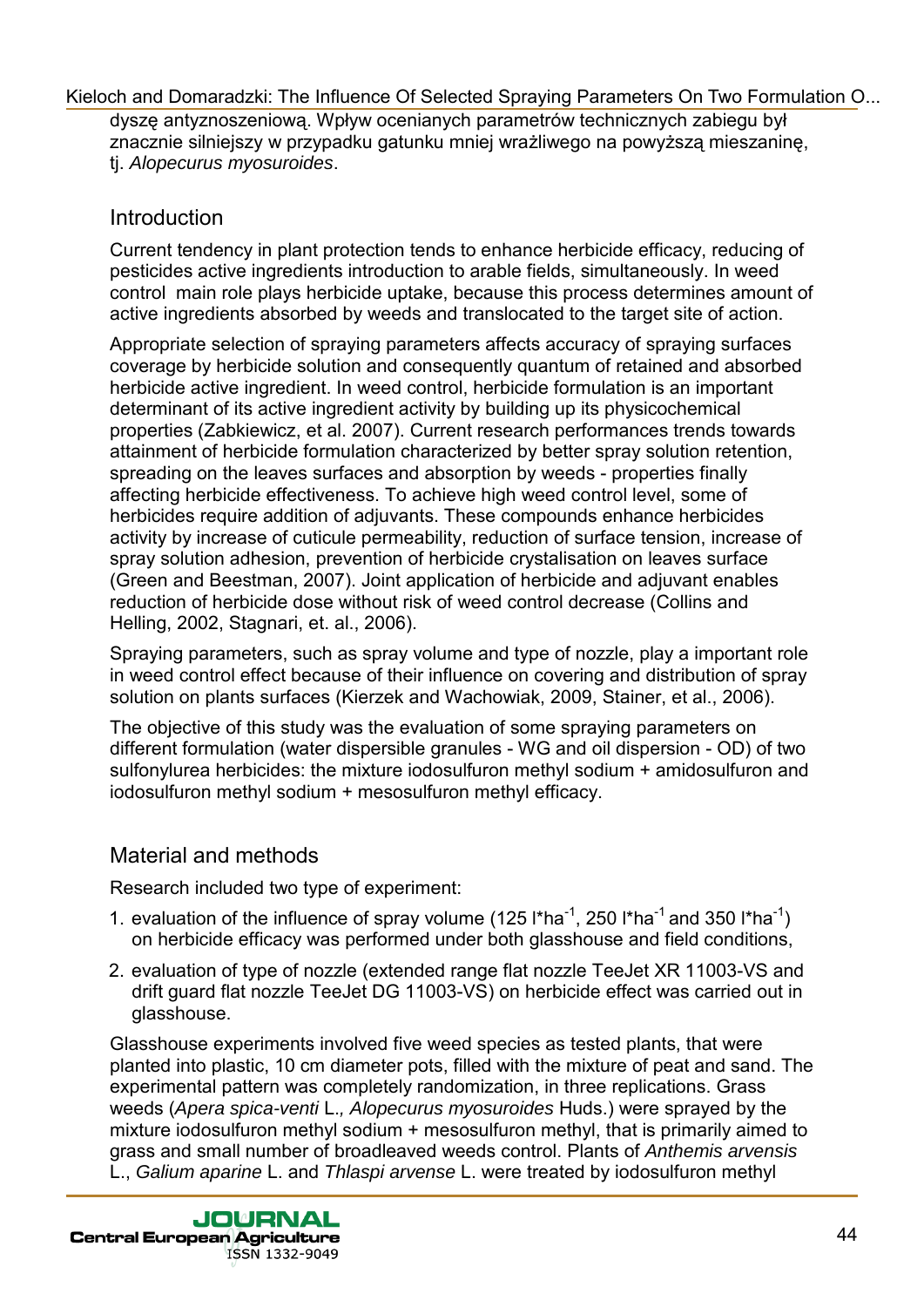dyszę antyznoszeniową. Wpływ ocenianych parametrów technicznych zabiegu był znacznie silniejszy w przypadku gatunku mniej wrażliwego na powyższą mieszaninę, tj. *Alopecurus myosuroides*.

## Introduction

Current tendency in plant protection tends to enhance herbicide efficacy, reducing of pesticides active ingredients introduction to arable fields, simultaneously. In weed control main role plays herbicide uptake, because this process determines amount of active ingredients absorbed by weeds and translocated to the target site of action.

Appropriate selection of spraying parameters affects accuracy of spraying surfaces coverage by herbicide solution and consequently quantum of retained and absorbed herbicide active ingredient. In weed control, herbicide formulation is an important determinant of its active ingredient activity by building up its physicochemical properties (Zabkiewicz, et al. 2007). Current research performances trends towards attainment of herbicide formulation characterized by better spray solution retention, spreading on the leaves surfaces and absorption by weeds - properties finally affecting herbicide effectiveness. To achieve high weed control level, some of herbicides require addition of adjuvants. These compounds enhance herbicides activity by increase of cuticule permeability, reduction of surface tension, increase of spray solution adhesion, prevention of herbicide crystalisation on leaves surface (Green and Beestman, 2007). Joint application of herbicide and adjuvant enables reduction of herbicide dose without risk of weed control decrease (Collins and Helling, 2002, Stagnari, et. al., 2006).

Spraying parameters, such as spray volume and type of nozzle, play a important role in weed control effect because of their influence on covering and distribution of spray solution on plants surfaces (Kierzek and Wachowiak, 2009, Stainer, et al., 2006).

The objective of this study was the evaluation of some spraying parameters on different formulation (water dispersible granules - WG and oil dispersion - OD) of two sulfonylurea herbicides: the mixture iodosulfuron methyl sodium + amidosulfuron and iodosulfuron methyl sodium + mesosulfuron methyl efficacy.

## Material and methods

Research included two type of experiment:

1. evaluation of the influence of spray volume (125 $l*ha^{-1}$, 250 $l*ha^{-1}$ and 350 $l*ha^{-1}$) on herbicide efficacy was performed under both glasshouse and field conditions,
2. evaluation of type of nozzle (extended range flat nozzle TeeJet XR 11003-VS and drift guard flat nozzle TeeJet DG 11003-VS) on herbicide effect was carried out in glasshouse.

Glasshouse experiments involved five weed species as tested plants, that were planted into plastic, 10 cm diameter pots, filled with the mixture of peat and sand. The experimental pattern was completely randomization, in three replications. Grass weeds (*Apera spica-venti* L., *Alopecurus myosuroides* Huds.) were sprayed by the mixture iodosulfuron methyl sodium + mesosulfuron methyl, that is primarily aimed to grass and small number of broadleaved weeds control. Plants of *Anthemis arvensis* L., *Galium aparine* L. and *Thlaspi arvense* L. were treated by iodosulfuron methyl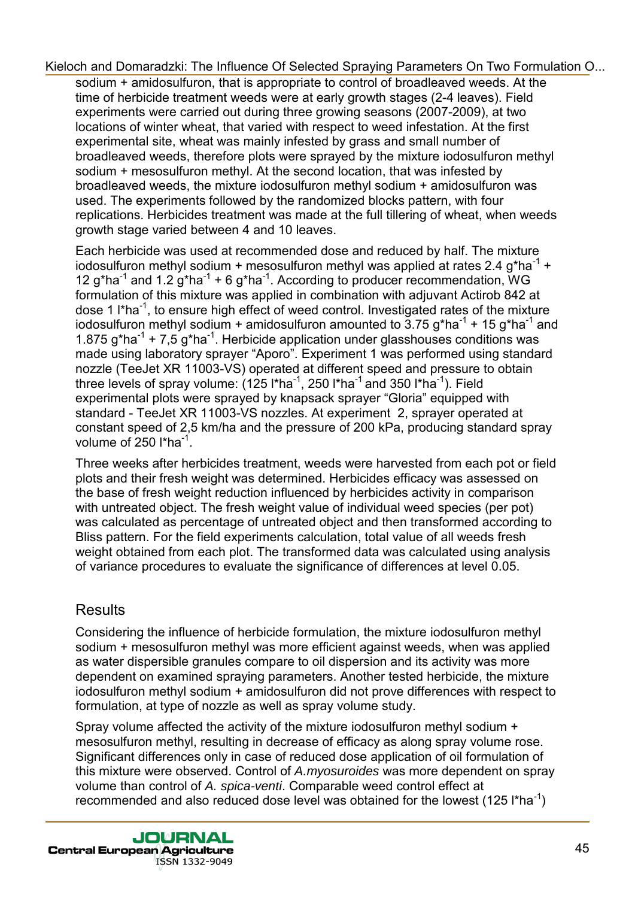sodium + amidosulfuron, that is appropriate to control of broadleaved weeds. At the time of herbicide treatment weeds were at early growth stages (2-4 leaves). Field experiments were carried out during three growing seasons (2007-2009), at two locations of winter wheat, that varied with respect to weed infestation. At the first experimental site, wheat was mainly infested by grass and small number of broadleaved weeds, therefore plots were sprayed by the mixture iodosulfuron methyl sodium + mesosulfuron methyl. At the second location, that was infested by broadleaved weeds, the mixture iodosulfuron methyl sodium + amidosulfuron was used. The experiments followed by the randomized blocks pattern, with four replications. Herbicides treatment was made at the full tillering of wheat, when weeds growth stage varied between 4 and 10 leaves.

Each herbicide was used at recommended dose and reduced by half. The mixture iodosulfuron methyl sodium + mesosulfuron methyl was applied at rates 2.4 $g*ha^{-1}$ + 12 $g*ha^{-1}$ and 1.2 $g*ha^{-1}$ + 6 $g*ha^{-1}$. According to producer recommendation, WG formulation of this mixture was applied in combination with adjuvant Actirob 842 at dose 1 $l*ha^{-1}$, to ensure high effect of weed control. Investigated rates of the mixture iodosulfuron methyl sodium + amidosulfuron amounted to 3.75 $g*ha^{-1}$ + 15 $g*ha^{-1}$ and 1.875 $g*ha^{-1}$ + 7,5 $g*ha^{-1}$. Herbicide application under glasshouses conditions was made using laboratory sprayer "Aporo". Experiment 1 was performed using standard nozzle (TeeJet XR 11003-VS) operated at different speed and pressure to obtain three levels of spray volume: (125 $l*ha^{-1}$, 250 $l*ha^{-1}$ and 350 $l*ha^{-1}$). Field experimental plots were sprayed by knapsack sprayer "Gloria" equipped with standard - TeeJet XR 11003-VS nozzles. At experiment 2, sprayer operated at constant speed of 2,5 km/ha and the pressure of 200 kPa, producing standard spray volume of 250 $l*ha^{-1}$.

Three weeks after herbicides treatment, weeds were harvested from each pot or field plots and their fresh weight was determined. Herbicides efficacy was assessed on the base of fresh weight reduction influenced by herbicides activity in comparison with untreated object. The fresh weight value of individual weed species (per pot) was calculated as percentage of untreated object and then transformed according to Bliss pattern. For the field experiments calculation, total value of all weeds fresh weight obtained from each plot. The transformed data was calculated using analysis of variance procedures to evaluate the significance of differences at level 0.05.

## Results

Considering the influence of herbicide formulation, the mixture iodosulfuron methyl sodium + mesosulfuron methyl was more efficient against weeds, when was applied as water dispersible granules compare to oil dispersion and its activity was more dependent on examined spraying parameters. Another tested herbicide, the mixture iodosulfuron methyl sodium + amidosulfuron did not prove differences with respect to formulation, at type of nozzle as well as spray volume study.

Spray volume affected the activity of the mixture iodosulfuron methyl sodium + mesosulfuron methyl, resulting in decrease of efficacy as along spray volume rose. Significant differences only in case of reduced dose application of oil formulation of this mixture were observed. Control of *A.myosuroides* was more dependent on spray volume than control of *A. spica-venti*. Comparable weed control effect at recommended and also reduced dose level was obtained for the lowest (125 $l*ha^{-1}$)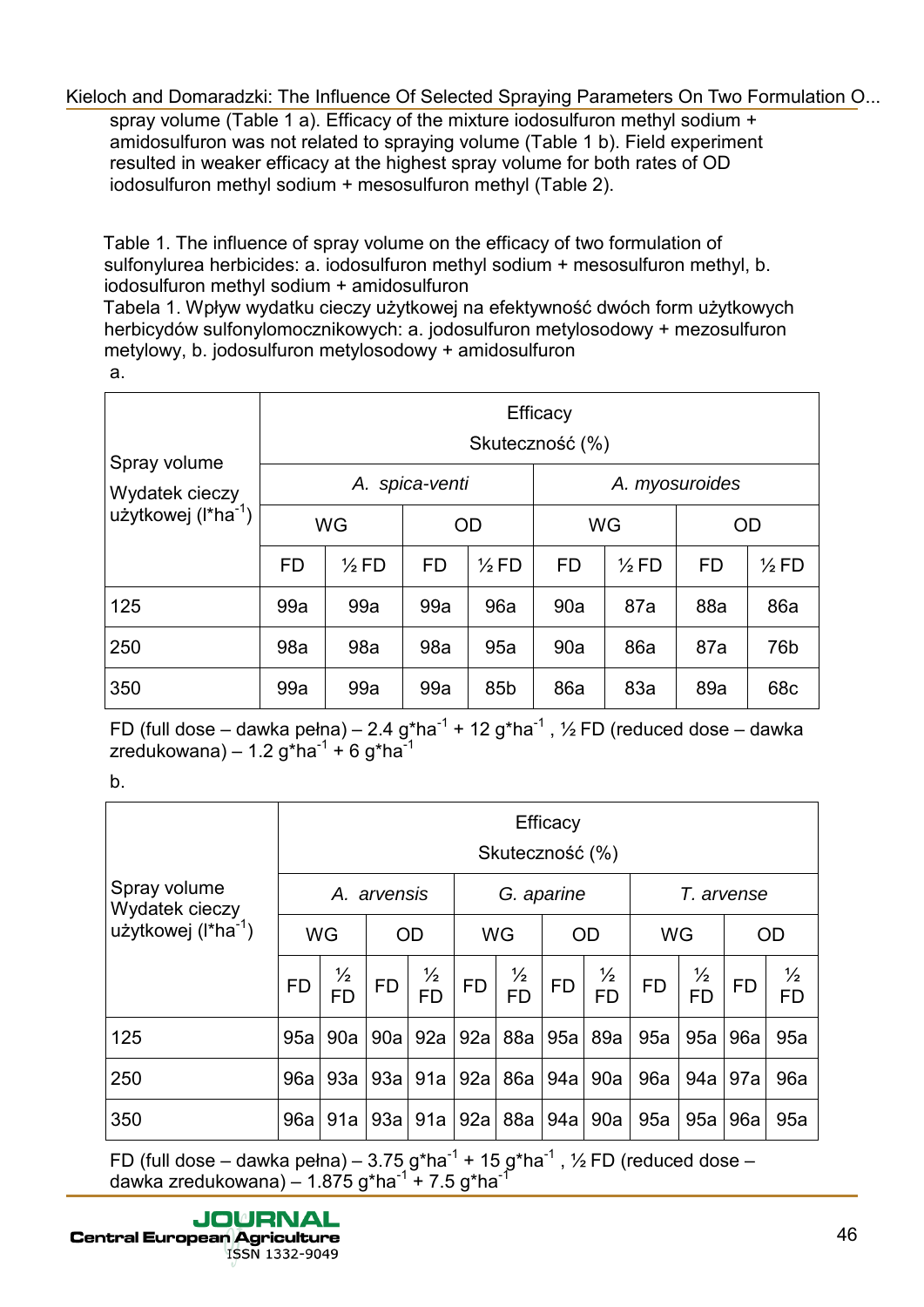spray volume (Table 1 a). Efficacy of the mixture iodosulfuron methyl sodium + amidosulfuron was not related to spraying volume (Table 1 b). Field experiment resulted in weaker efficacy at the highest spray volume for both rates of OD iodosulfuron methyl sodium + mesosulfuron methyl (Table 2).

Table 1. The influence of spray volume on the efficacy of two formulation of sulfonylurea herbicides: a. iodosulfuron methyl sodium + mesosulfuron methyl, b. iodosulfuron methyl sodium + amidosulfuron

Tabela 1. Wpływ wydatku cieczy użytkowej na efektywność dwóch form użytkowych herbicydów sulfonylomocznikowych: a. jodosulfuron metylosodowy + mezosulfuron metylowy, b. jodosulfuron metylosodowy + amidosulfuron

a.

| Spray volume Wydatek cieczy użytkowej ($l*ha^{-1}$) | Efficacy Skuteczność (%) | | | | | | | |
|---|---|---|---|---|---|---|---|---|
| | *A. spica-venti* | | | | *A. myosuroides* | | | |
| | WG | | OD | | WG | | OD | |
| | FD | ½ FD | FD | ½ FD | FD | ½ FD | FD | ½ FD |
| 125 | 99a | 99a | 99a | 96a | 90a | 87a | 88a | 86a |
| 250 | 98a | 98a | 98a | 95a | 90a | 86a | 87a | 76b |
| 350 | 99a | 99a | 99a | 85b | 86a | 83a | 89a | 68c |

FD (full dose – dawka pełna) – 2.4 $g*ha^{-1}$ + 12 $g*ha^{-1}$ , ½ FD (reduced dose – dawka zredukowana) – 1.2 $g*ha^{-1}$ + 6 $g*ha^{-1}$

b.

| Spray volume Wydatek cieczy użytkowej ($l*ha^{-1}$) | Efficacy Skuteczność (%) | | | | | | | | | | | |
|---|---|---|---|---|---|---|---|---|---|---|---|---|
| | *A. arvensis* | | | | *G. aparine* | | | | *T. arvense* | | | |
| | WG | | OD | | WG | | OD | | WG | | OD | |
| | FD | ½ FD | FD | ½ FD | FD | ½ FD | FD | ½ FD | FD | ½ FD | FD | ½ FD |
| 125 | 95a | 90a | 90a | 92a | 92a | 88a | 95a | 89a | 95a | 95a | 96a | 95a |
| 250 | 96a | 93a | 93a | 91a | 92a | 86a | 94a | 90a | 96a | 94a | 97a | 96a |
| 350 | 96a | 91a | 93a | 91a | 92a | 88a | 94a | 90a | 95a | 95a | 96a | 95a |

FD (full dose – dawka pełna) – 3.75 $g*ha^{-1}$ + 15 $g*ha^{-1}$ , ½ FD (reduced dose – dawka zredukowana) – 1.875 $g*ha^{-1}$ + 7.5 $g*ha^{-1}$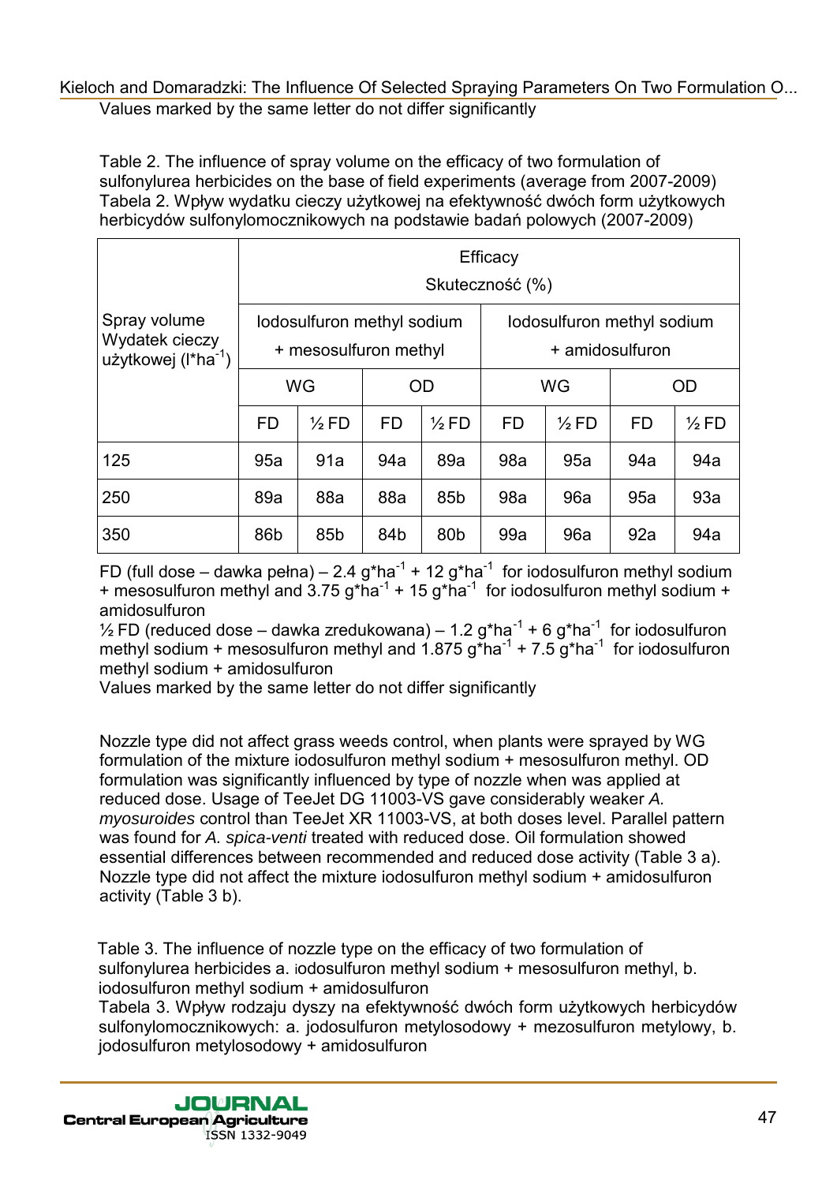Values marked by the same letter do not differ significantly

Table 2. The influence of spray volume on the efficacy of two formulation of sulfonylurea herbicides on the base of field experiments (average from 2007-2009)
Tabela 2. Wpływ wydatku cieczy użytkowej na efektywność dwóch form użytkowych herbicydów sulfonylomocznikowych na podstawie badań polowych (2007-2009)

| Spray volume Wydatek cieczy użytkowej ($l*ha^{-1}$) | Efficacy Skuteczność (%) | | | | | | | |
|---|---|---|---|---|---|---|---|---|
| | Iodosulfuron methyl sodium + mesosulfuron methyl | | | | Iodosulfuron methyl sodium + amidosulfuron | | | |
| | WG | | OD | | WG | | OD | |
| | FD | ½ FD | FD | ½ FD | FD | ½ FD | FD | ½ FD |
| 125 | 95a | 91a | 94a | 89a | 98a | 95a | 94a | 94a |
| 250 | 89a | 88a | 88a | 85b | 98a | 96a | 95a | 93a |
| 350 | 86b | 85b | 84b | 80b | 99a | 96a | 92a | 94a |

FD (full dose – dawka pełna) – 2.4 $g*ha^{-1}$ + 12 $g*ha^{-1}$ for iodosulfuron methyl sodium + mesosulfuron methyl and 3.75 $g*ha^{-1}$ + 15 $g*ha^{-1}$ for iodosulfuron methyl sodium + amidosulfuron
½ FD (reduced dose – dawka zredukowana) – 1.2 $g*ha^{-1}$ + 6 $g*ha^{-1}$ for iodosulfuron methyl sodium + mesosulfuron methyl and 1.875 $g*ha^{-1}$ + 7.5 $g*ha^{-1}$ for iodosulfuron methyl sodium + amidosulfuron
Values marked by the same letter do not differ significantly

Nozzle type did not affect grass weeds control, when plants were sprayed by WG formulation of the mixture iodosulfuron methyl sodium + mesosulfuron methyl. OD formulation was significantly influenced by type of nozzle when was applied at reduced dose. Usage of TeeJet DG 11003-VS gave considerably weaker *A. myosuroides* control than TeeJet XR 11003-VS, at both doses level. Parallel pattern was found for *A. spica-venti* treated with reduced dose. Oil formulation showed essential differences between recommended and reduced dose activity (Table 3 a). Nozzle type did not affect the mixture iodosulfuron methyl sodium + amidosulfuron activity (Table 3 b).

Table 3. The influence of nozzle type on the efficacy of two formulation of sulfonylurea herbicides a. iodosulfuron methyl sodium + mesosulfuron methyl, b. iodosulfuron methyl sodium + amidosulfuron
Tabela 3. Wpływ rodzaju dyszy na efektywność dwóch form użytkowych herbicydów sulfonylomocznikowych: a. jodosulfuron metylosodowy + mezosulfuron metylowy, b. jodosulfuron metylosodowy + amidosulfuron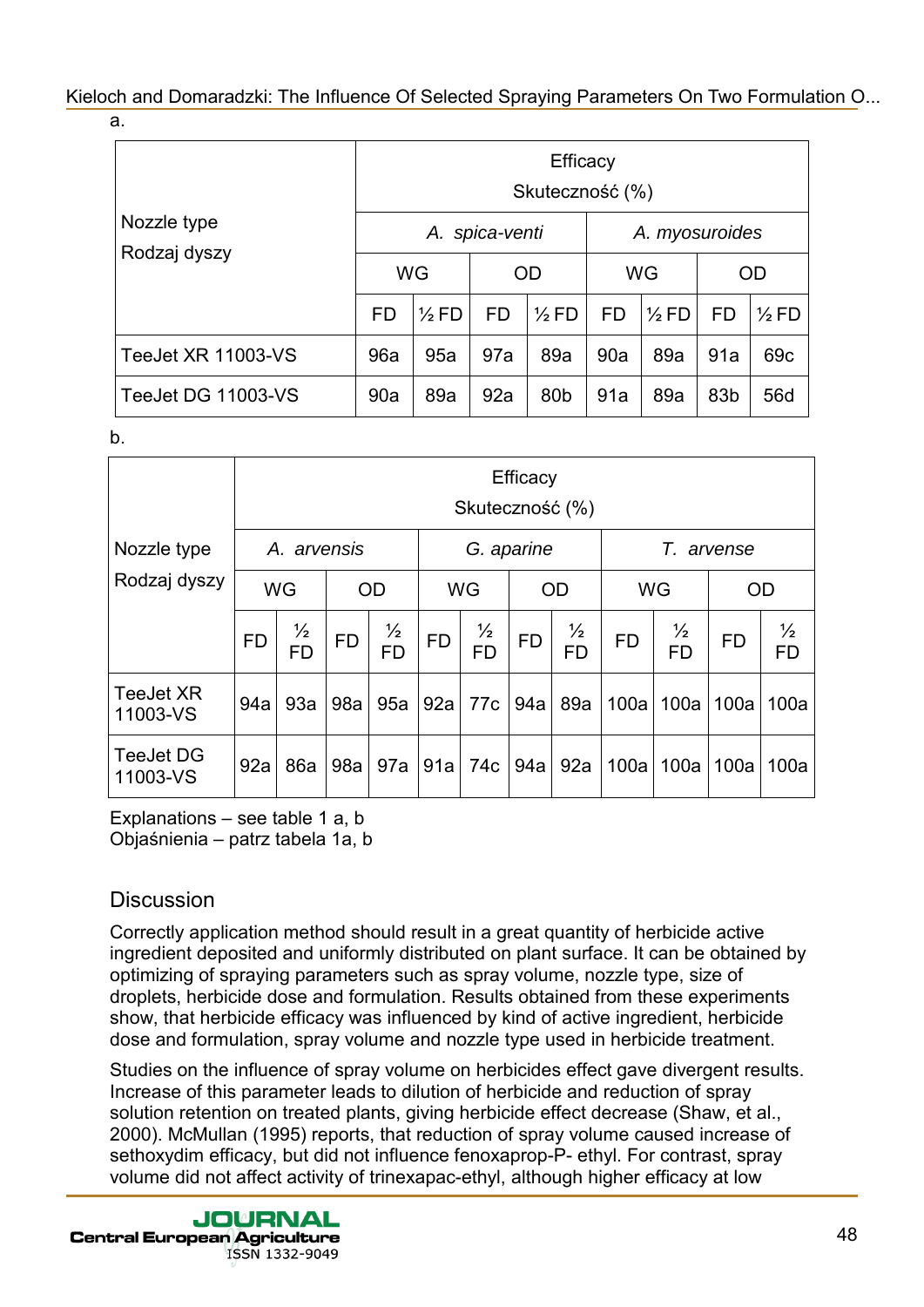a.

| Nozzle type Rodzaj dyszy | Efficacy Skuteczność (%) | | | | | | | |
|---|---|---|---|---|---|---|---|---|
| | *A. spica-venti* | | | | *A. myosuroides* | | | |
| | WG | | OD | | WG | | OD | |
| | FD | ½ FD | FD | ½ FD | FD | ½ FD | FD | ½ FD |
| TeeJet XR 11003-VS | 96a | 95a | 97a | 89a | 90a | 89a | 91a | 69c |
| TeeJet DG 11003-VS | 90a | 89a | 92a | 80b | 91a | 89a | 83b | 56d |

b.

| Nozzle type Rodzaj dyszy | Efficacy Skuteczność (%) | | | | | | | | | | | |
|---|---|---|---|---|---|---|---|---|---|---|---|---|
| | *A. arvensis* | | | | *G. aparine* | | | | *T. arvense* | | | |
| | WG | | OD | | WG | | OD | | WG | | OD | |
| | FD | ½ FD | FD | ½ FD | FD | ½ FD | FD | ½ FD | FD | ½ FD | FD | ½ FD |
| TeeJet XR 11003-VS | 94a | 93a | 98a | 95a | 92a | 77c | 94a | 89a | 100a | 100a | 100a | 100a |
| TeeJet DG 11003-VS | 92a | 86a | 98a | 97a | 91a | 74c | 94a | 92a | 100a | 100a | 100a | 100a |

Explanations – see table 1 a, b
Objaśnienia – patrz tabela 1a, b

## Discussion

Correctly application method should result in a great quantity of herbicide active ingredient deposited and uniformly distributed on plant surface. It can be obtained by optimizing of spraying parameters such as spray volume, nozzle type, size of droplets, herbicide dose and formulation. Results obtained from these experiments show, that herbicide efficacy was influenced by kind of active ingredient, herbicide dose and formulation, spray volume and nozzle type used in herbicide treatment.

Studies on the influence of spray volume on herbicides effect gave divergent results. Increase of this parameter leads to dilution of herbicide and reduction of spray solution retention on treated plants, giving herbicide effect decrease (Shaw, et al., 2000). McMullan (1995) reports, that reduction of spray volume caused increase of sethoxydim efficacy, but did not influence fenoxaprop-P- ethyl. For contrast, spray volume did not affect activity of trinexapac-ethyl, although higher efficacy at low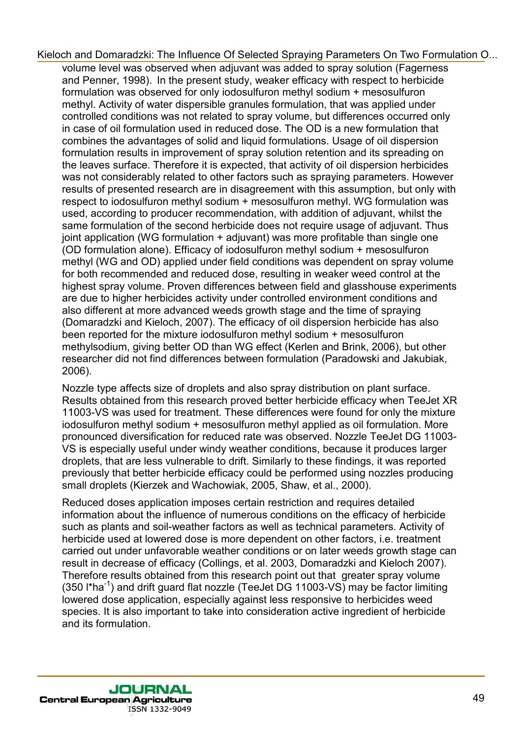volume level was observed when adjuvant was added to spray solution (Fagerness and Penner, 1998). In the present study, weaker efficacy with respect to herbicide formulation was observed for only iodosulfuron methyl sodium + mesosulfuron methyl. Activity of water dispersible granules formulation, that was applied under controlled conditions was not related to spray volume, but differences occurred only in case of oil formulation used in reduced dose. The OD is a new formulation that combines the advantages of solid and liquid formulations. Usage of oil dispersion formulation results in improvement of spray solution retention and its spreading on the leaves surface. Therefore it is expected, that activity of oil dispersion herbicides was not considerably related to other factors such as spraying parameters. However results of presented research are in disagreement with this assumption, but only with respect to iodosulfuron methyl sodium + mesosulfuron methyl. WG formulation was used, according to producer recommendation, with addition of adjuvant, whilst the same formulation of the second herbicide does not require usage of adjuvant. Thus joint application (WG formulation + adjuvant) was more profitable than single one (OD formulation alone). Efficacy of iodosulfuron methyl sodium + mesosulfuron methyl (WG and OD) applied under field conditions was dependent on spray volume for both recommended and reduced dose, resulting in weaker weed control at the highest spray volume. Proven differences between field and glasshouse experiments are due to higher herbicides activity under controlled environment conditions and also different at more advanced weeds growth stage and the time of spraying (Domaradzki and Kieloch, 2007). The efficacy of oil dispersion herbicide has also been reported for the mixture iodosulfuron methyl sodium + mesosulfuron methylsodium, giving better OD than WG effect (Kerlen and Brink, 2006), but other researcher did not find differences between formulation (Paradowski and Jakubiak, 2006).

Nozzle type affects size of droplets and also spray distribution on plant surface. Results obtained from this research proved better herbicide efficacy when TeeJet XR 11003-VS was used for treatment. These differences were found for only the mixture iodosulfuron methyl sodium + mesosulfuron methyl applied as oil formulation. More pronounced diversification for reduced rate was observed. Nozzle TeeJet DG 11003-VS is especially useful under windy weather conditions, because it produces larger droplets, that are less vulnerable to drift. Similarly to these findings, it was reported previously that better herbicide efficacy could be performed using nozzles producing small droplets (Kierzek and Wachowiak, 2005, Shaw, et al., 2000).

Reduced doses application imposes certain restriction and requires detailed information about the influence of numerous conditions on the efficacy of herbicide such as plants and soil-weather factors as well as technical parameters. Activity of herbicide used at lowered dose is more dependent on other factors, i.e. treatment carried out under unfavorable weather conditions or on later weeds growth stage can result in decrease of efficacy (Collings, et al. 2003, Domaradzki and Kieloch 2007). Therefore results obtained from this research point out that greater spray volume (350 $l*ha^{-1}$) and drift guard flat nozzle (TeeJet DG 11003-VS) may be factor limiting lowered dose application, especially against less responsive to herbicides weed species. It is also important to take into consideration active ingredient of herbicide and its formulation.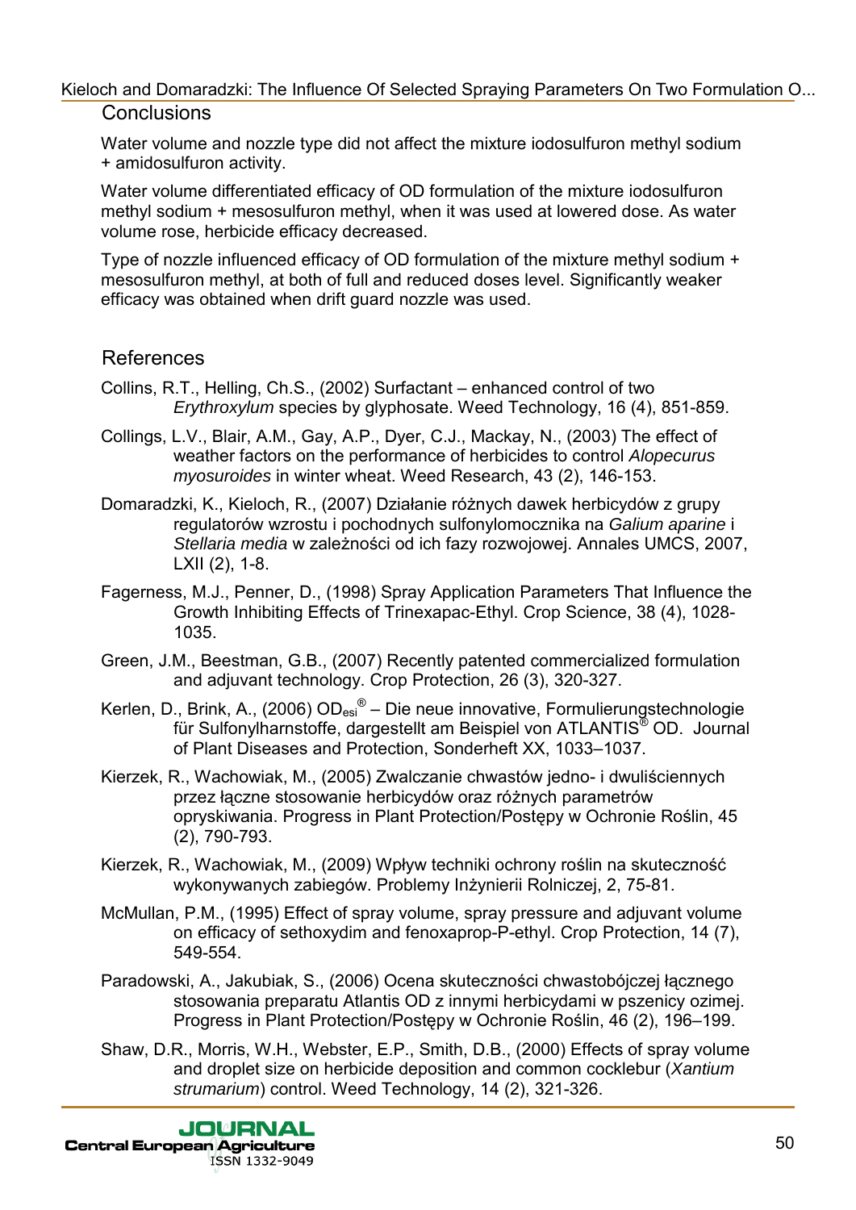## Conclusions

Water volume and nozzle type did not affect the mixture iodosulfuron methyl sodium + amidosulfuron activity.

Water volume differentiated efficacy of OD formulation of the mixture iodosulfuron methyl sodium + mesosulfuron methyl, when it was used at lowered dose. As water volume rose, herbicide efficacy decreased.

Type of nozzle influenced efficacy of OD formulation of the mixture methyl sodium + mesosulfuron methyl, at both of full and reduced doses level. Significantly weaker efficacy was obtained when drift guard nozzle was used.

## References

Collins, R.T., Helling, Ch.S., (2002) Surfactant – enhanced control of two *Erythroxylum* species by glyphosate. Weed Technology, 16 (4), 851-859.

Collings, L.V., Blair, A.M., Gay, A.P., Dyer, C.J., Mackay, N., (2003) The effect of weather factors on the performance of herbicides to control *Alopecurus myosuroides* in winter wheat. Weed Research, 43 (2), 146-153.

Domaradzki, K., Kieloch, R., (2007) Działanie różnych dawek herbicydów z grupy regulatorów wzrostu i pochodnych sulfonylomocznika na *Galium aparine* i *Stellaria media* w zależności od ich fazy rozwojowej. Annales UMCS, 2007, LXII (2), 1-8.

Fagerness, M.J., Penner, D., (1998) Spray Application Parameters That Influence the Growth Inhibiting Effects of Trinexapac-Ethyl. Crop Science, 38 (4), 1028-1035.

Green, J.M., Beestman, G.B., (2007) Recently patented commercialized formulation and adjuvant technology. Crop Protection, 26 (3), 320-327.

Kerlen, D., Brink, A., (2006) $OD_{esi}$® – Die neue innovative, Formulierungstechnologie für Sulfonylharnstoffe, dargestellt am Beispiel von ATLANTIS® OD. Journal of Plant Diseases and Protection, Sonderheft XX, 1033–1037.

Kierzek, R., Wachowiak, M., (2005) Zwalczanie chwastów jedno- i dwuliściennych przez łączne stosowanie herbicydów oraz różnych parametrów opryskiwania. Progress in Plant Protection/Postępy w Ochronie Roślin, 45 (2), 790-793.

Kierzek, R., Wachowiak, M., (2009) Wpływ techniki ochrony roślin na skuteczność wykonywanych zabiegów. Problemy Inżynierii Rolniczej, 2, 75-81.

McMullan, P.M., (1995) Effect of spray volume, spray pressure and adjuvant volume on efficacy of sethoxydim and fenoxaprop-P-ethyl. Crop Protection, 14 (7), 549-554.

Paradowski, A., Jakubiak, S., (2006) Ocena skuteczności chwastobójczej łącznego stosowania preparatu Atlantis OD z innymi herbicydami w pszenicy ozimej. Progress in Plant Protection/Postępy w Ochronie Roślin, 46 (2), 196–199.

Shaw, D.R., Morris, W.H., Webster, E.P., Smith, D.B., (2000) Effects of spray volume and droplet size on herbicide deposition and common cocklebur (*Xantium strumarium*) control. Weed Technology, 14 (2), 321-326.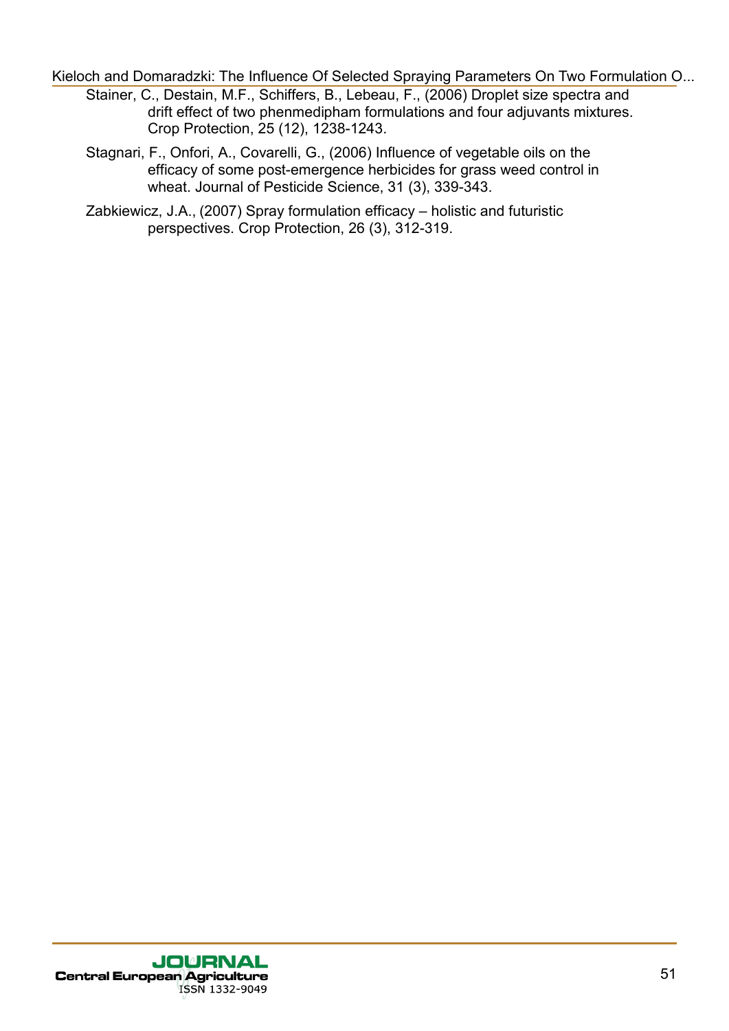Stainer, C., Destain, M.F., Schiffers, B., Lebeau, F., (2006) Droplet size spectra and drift effect of two phenmedipham formulations and four adjuvants mixtures. Crop Protection, 25 (12), 1238-1243.

Stagnari, F., Onfori, A., Covarelli, G., (2006) Influence of vegetable oils on the efficacy of some post-emergence herbicides for grass weed control in wheat. Journal of Pesticide Science, 31 (3), 339-343.

Zabkiewicz, J.A., (2007) Spray formulation efficacy – holistic and futuristic perspectives. Crop Protection, 26 (3), 312-319.